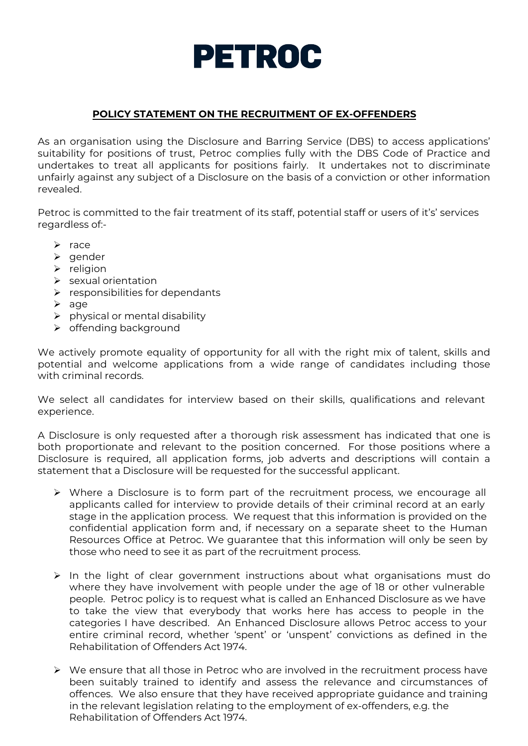# PETROC

## POLICY STATEMENT ON THE RECRUITMENT OF EX-OFFENDERS

As an organisation using the Disclosure and Barring Service (DBS) to access applications' suitability for positions of trust, Petroc complies fully with the DBS Code of Practice and undertakes to treat all applicants for positions fairly. It undertakes not to discriminate unfairly against any subject of a Disclosure on the basis of a conviction or other information revealed.

Petroc is committed to the fair treatment of its staff, potential staff or users of it's' services regardless of:-

- race
- gender
- religion
- sexual orientation
- responsibilities for dependants
- age
- physical or mental disability
- offending background

We actively promote equality of opportunity for all with the right mix of talent, skills and potential and welcome applications from a wide range of candidates including those with criminal records.

We select all candidates for interview based on their skills, qualifications and relevant experience.

A Disclosure is only requested after a thorough risk assessment has indicated that one is both proportionate and relevant to the position concerned. For those positions where a Disclosure is required, all application forms, job adverts and descriptions will contain a statement that a Disclosure will be requested for the successful applicant.

- Where a Disclosure is to form part of the recruitment process, we encourage all applicants called for interview to provide details of their criminal record at an early stage in the application process. We request that this information is provided on the confidential application form and, if necessary on a separate sheet to the Human Resources Office at Petroc. We guarantee that this information will only be seen by those who need to see it as part of the recruitment process.

- In the light of clear government instructions about what organisations must do where they have involvement with people under the age of 18 or other vulnerable people. Petroc policy is to request what is called an Enhanced Disclosure as we have to take the view that everybody that works here has access to people in the categories I have described. An Enhanced Disclosure allows Petroc access to your entire criminal record, whether 'spent' or 'unspent' convictions as defined in the Rehabilitation of Offenders Act 1974.

- We ensure that all those in Petroc who are involved in the recruitment process have been suitably trained to identify and assess the relevance and circumstances of offences. We also ensure that they have received appropriate guidance and training in the relevant legislation relating to the employment of ex-offenders, e.g. the Rehabilitation of Offenders Act 1974.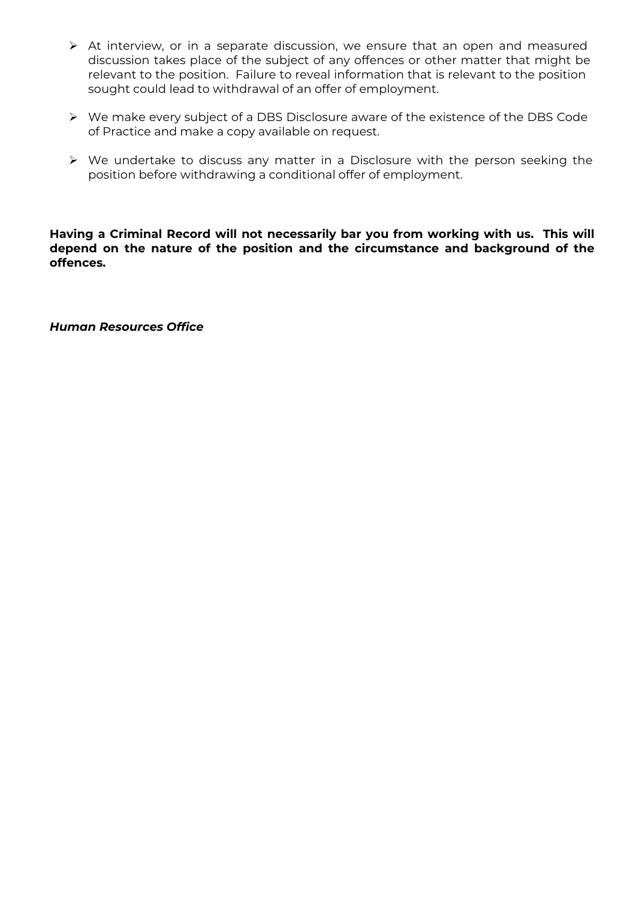- At interview, or in a separate discussion, we ensure that an open and measured discussion takes place of the subject of any offences or other matter that might be relevant to the position. Failure to reveal information that is relevant to the position sought could lead to withdrawal of an offer of employment.

- We make every subject of a DBS Disclosure aware of the existence of the DBS Code of Practice and make a copy available on request.

- We undertake to discuss any matter in a Disclosure with the person seeking the position before withdrawing a conditional offer of employment.

**Having a Criminal Record will not necessarily bar you from working with us. This will depend on the nature of the position and the circumstance and background of the offences.**

***Human Resources Office***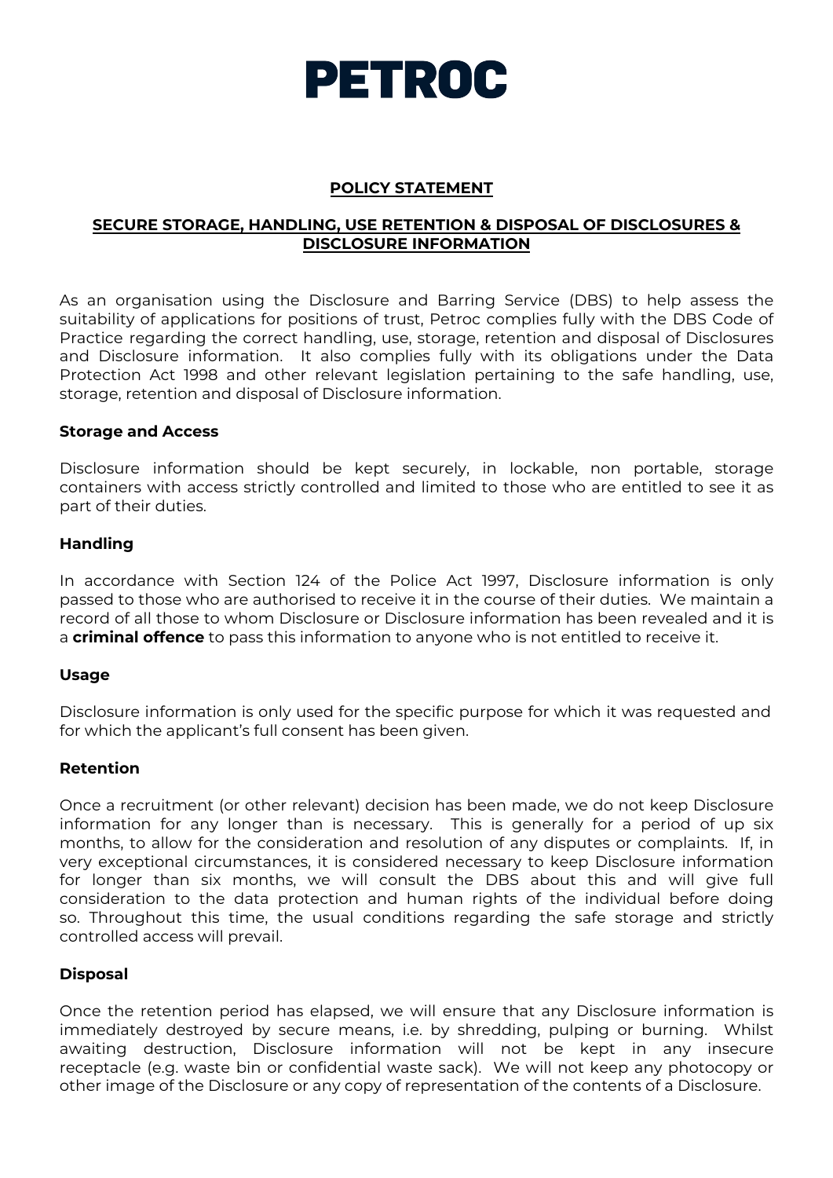# PETROC

## POLICY STATEMENT

## SECURE STORAGE, HANDLING, USE RETENTION & DISPOSAL OF DISCLOSURES & DISCLOSURE INFORMATION

As an organisation using the Disclosure and Barring Service (DBS) to help assess the suitability of applications for positions of trust, Petroc complies fully with the DBS Code of Practice regarding the correct handling, use, storage, retention and disposal of Disclosures and Disclosure information. It also complies fully with its obligations under the Data Protection Act 1998 and other relevant legislation pertaining to the safe handling, use, storage, retention and disposal of Disclosure information.

### Storage and Access

Disclosure information should be kept securely, in lockable, non portable, storage containers with access strictly controlled and limited to those who are entitled to see it as part of their duties.

### Handling

In accordance with Section 124 of the Police Act 1997, Disclosure information is only passed to those who are authorised to receive it in the course of their duties. We maintain a record of all those to whom Disclosure or Disclosure information has been revealed and it is a **criminal offence** to pass this information to anyone who is not entitled to receive it.

### Usage

Disclosure information is only used for the specific purpose for which it was requested and for which the applicant's full consent has been given.

### Retention

Once a recruitment (or other relevant) decision has been made, we do not keep Disclosure information for any longer than is necessary. This is generally for a period of up six months, to allow for the consideration and resolution of any disputes or complaints. If, in very exceptional circumstances, it is considered necessary to keep Disclosure information for longer than six months, we will consult the DBS about this and will give full consideration to the data protection and human rights of the individual before doing so. Throughout this time, the usual conditions regarding the safe storage and strictly controlled access will prevail.

### Disposal

Once the retention period has elapsed, we will ensure that any Disclosure information is immediately destroyed by secure means, i.e. by shredding, pulping or burning. Whilst awaiting destruction, Disclosure information will not be kept in any insecure receptacle (e.g. waste bin or confidential waste sack). We will not keep any photocopy or other image of the Disclosure or any copy of representation of the contents of a Disclosure.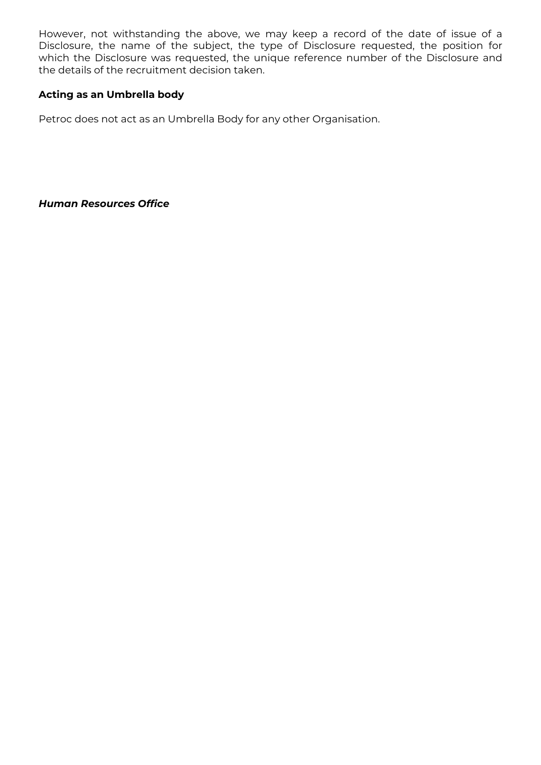However, not withstanding the above, we may keep a record of the date of issue of a Disclosure, the name of the subject, the type of Disclosure requested, the position for which the Disclosure was requested, the unique reference number of the Disclosure and the details of the recruitment decision taken.

**Acting as an Umbrella body**

Petroc does not act as an Umbrella Body for any other Organisation.

***Human Resources Office***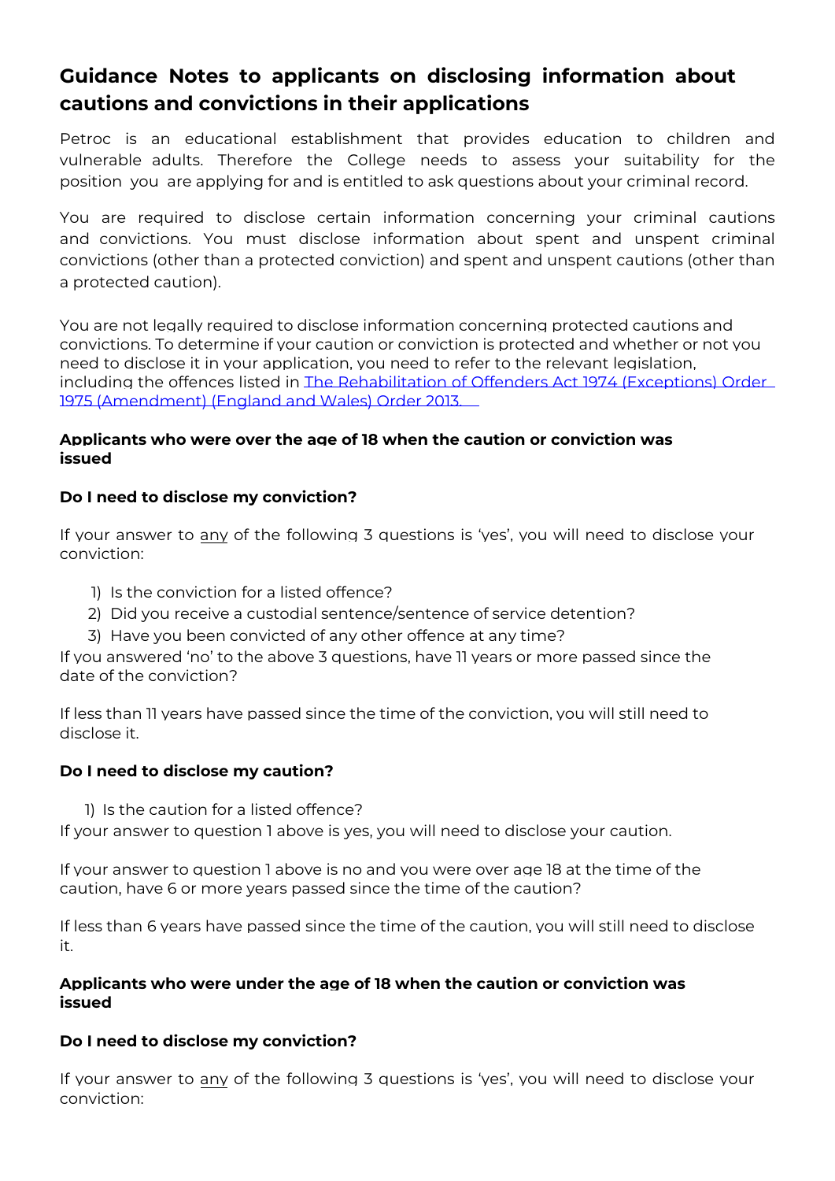# Guidance Notes to applicants on disclosing information about cautions and convictions in their applications

Petroc is an educational establishment that provides education to children and vulnerable adults. Therefore the College needs to assess your suitability for the position you are applying for and is entitled to ask questions about your criminal record.

You are required to disclose certain information concerning your criminal cautions and convictions. You must disclose information about spent and unspent criminal convictions (other than a protected conviction) and spent and unspent cautions (other than a protected caution).

You are not legally required to disclose information concerning protected cautions and convictions. To determine if your caution or conviction is protected and whether or not you need to disclose it in your application, you need to refer to the relevant legislation, including the offences listed in [The Rehabilitation of Offenders Act 1974 (Exceptions) Order 1975 (Amendment) (England and Wales) Order 2013.]()

**Applicants who were over the age of 18 when the caution or conviction was issued**

**Do I need to disclose my conviction?**

If your answer to <u>any</u> of the following 3 questions is 'yes', you will need to disclose your conviction:

1) Is the conviction for a listed offence?
2) Did you receive a custodial sentence/sentence of service detention?
3) Have you been convicted of any other offence at any time?

If you answered 'no' to the above 3 questions, have 11 years or more passed since the date of the conviction?

If less than 11 years have passed since the time of the conviction, you will still need to disclose it.

**Do I need to disclose my caution?**

1) Is the caution for a listed offence?

If your answer to question 1 above is yes, you will need to disclose your caution.

If your answer to question 1 above is no and you were over age 18 at the time of the caution, have 6 or more years passed since the time of the caution?

If less than 6 years have passed since the time of the caution, you will still need to disclose it.

**Applicants who were under the age of 18 when the caution or conviction was issued**

**Do I need to disclose my conviction?**

If your answer to <u>any</u> of the following 3 questions is 'yes', you will need to disclose your conviction: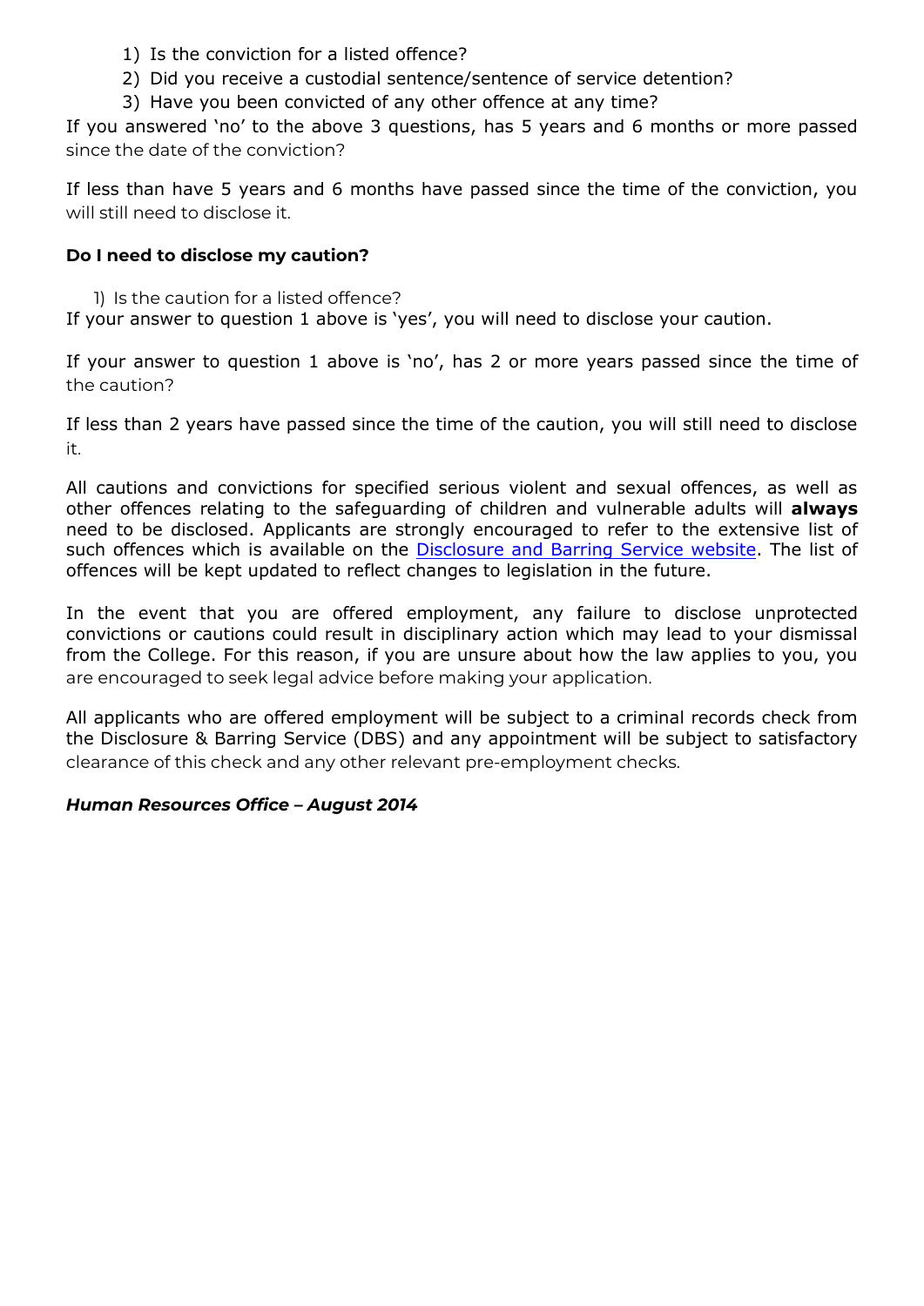1) Is the conviction for a listed offence?
2) Did you receive a custodial sentence/sentence of service detention?
3) Have you been convicted of any other offence at any time?

If you answered 'no' to the above 3 questions, has 5 years and 6 months or more passed since the date of the conviction?

If less than have 5 years and 6 months have passed since the time of the conviction, you will still need to disclose it.

**Do I need to disclose my caution?**

1) Is the caution for a listed offence?

If your answer to question 1 above is 'yes', you will need to disclose your caution.

If your answer to question 1 above is 'no', has 2 or more years passed since the time of the caution?

If less than 2 years have passed since the time of the caution, you will still need to disclose it.

All cautions and convictions for specified serious violent and sexual offences, as well as other offences relating to the safeguarding of children and vulnerable adults will **always** need to be disclosed. Applicants are strongly encouraged to refer to the extensive list of such offences which is available on the Disclosure and Barring Service website. The list of offences will be kept updated to reflect changes to legislation in the future.

In the event that you are offered employment, any failure to disclose unprotected convictions or cautions could result in disciplinary action which may lead to your dismissal from the College. For this reason, if you are unsure about how the law applies to you, you are encouraged to seek legal advice before making your application.

All applicants who are offered employment will be subject to a criminal records check from the Disclosure & Barring Service (DBS) and any appointment will be subject to satisfactory clearance of this check and any other relevant pre-employment checks.

***Human Resources Office – August 2014***